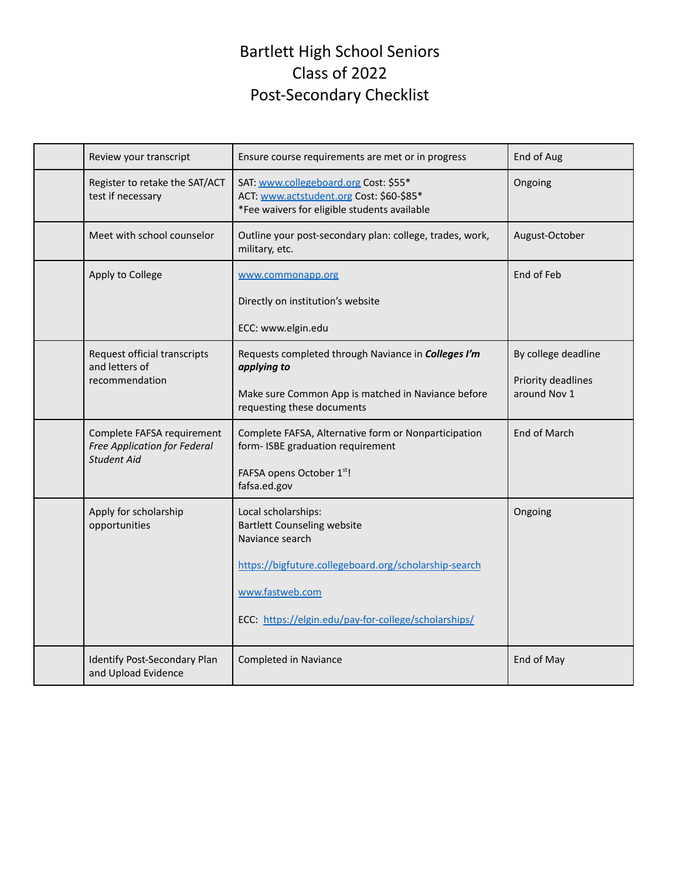# Bartlett High School Seniors
# Class of 2022
# Post-Secondary Checklist

| | | | |
|---|---|---|---|
| | Review your transcript | Ensure course requirements are met or in progress | End of Aug |
| | Register to retake the SAT/ACT test if necessary | SAT: www.collegeboard.org Cost: $55*<br>ACT: www.actstudent.org Cost: $60-$85*<br>*Fee waivers for eligible students available | Ongoing |
| | Meet with school counselor | Outline your post-secondary plan: college, trades, work, military, etc. | August-October |
| | Apply to College | www.commonapp.org<br><br>Directly on institution's website<br><br>ECC: www.elgin.edu | End of Feb |
| | Request official transcripts and letters of recommendation | Requests completed through Naviance in ***Colleges I'm applying to***<br><br>Make sure Common App is matched in Naviance before requesting these documents | By college deadline<br><br>Priority deadlines around Nov 1 |
| | Complete FAFSA requirement *Free Application for Federal Student Aid* | Complete FAFSA, Alternative form or Nonparticipation form- ISBE graduation requirement<br><br>FAFSA opens October 1st!<br>fafsa.ed.gov | End of March |
| | Apply for scholarship opportunities | Local scholarships:<br>Bartlett Counseling website<br>Naviance search<br><br>https://bigfuture.collegeboard.org/scholarship-search<br><br>www.fastweb.com<br><br>ECC: https://elgin.edu/pay-for-college/scholarships/ | Ongoing |
| | Identify Post-Secondary Plan and Upload Evidence | Completed in Naviance | End of May |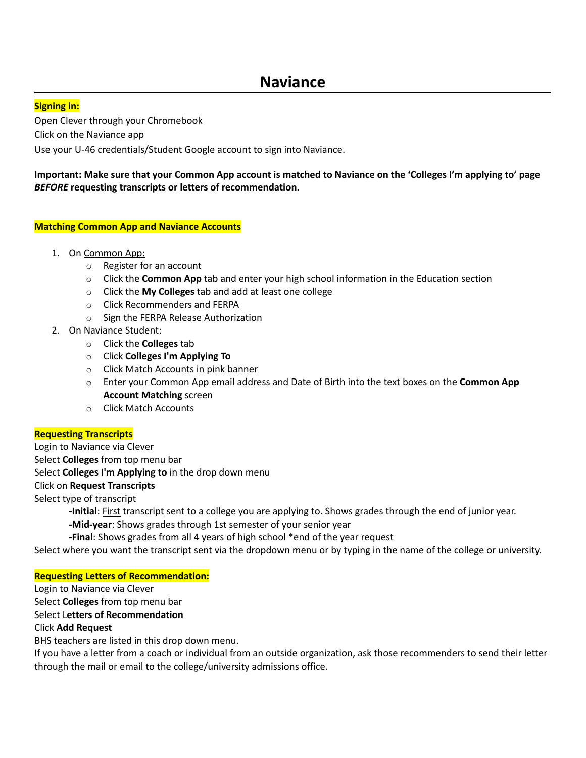# Naviance

**Signing in:**

Open Clever through your Chromebook
Click on the Naviance app
Use your U-46 credentials/Student Google account to sign into Naviance.

**Important: Make sure that your Common App account is matched to Naviance on the 'Colleges I'm applying to' page *BEFORE* requesting transcripts or letters of recommendation.**

**Matching Common App and Naviance Accounts**

1. On Common App:
   - Register for an account
   - Click the **Common App** tab and enter your high school information in the Education section
   - Click the **My Colleges** tab and add at least one college
   - Click Recommenders and FERPA
   - Sign the FERPA Release Authorization
2. On Naviance Student:
   - Click the **Colleges** tab
   - Click **Colleges I'm Applying To**
   - Click Match Accounts in pink banner
   - Enter your Common App email address and Date of Birth into the text boxes on the **Common App Account Matching** screen
   - Click Match Accounts

**Requesting Transcripts**

Login to Naviance via Clever
Select **Colleges** from top menu bar
Select **Colleges I'm Applying to** in the drop down menu
Click on **Request Transcripts**
Select type of transcript

  **-Initial**: First transcript sent to a college you are applying to. Shows grades through the end of junior year.
  **-Mid-year**: Shows grades through 1st semester of your senior year
  **-Final**: Shows grades from all 4 years of high school *end of the year request

Select where you want the transcript sent via the dropdown menu or by typing in the name of the college or university.

**Requesting Letters of Recommendation:**

Login to Naviance via Clever
Select **Colleges** from top menu bar
Select L**etters of Recommendation**
Click **Add Request**
BHS teachers are listed in this drop down menu.
If you have a letter from a coach or individual from an outside organization, ask those recommenders to send their letter through the mail or email to the college/university admissions office.